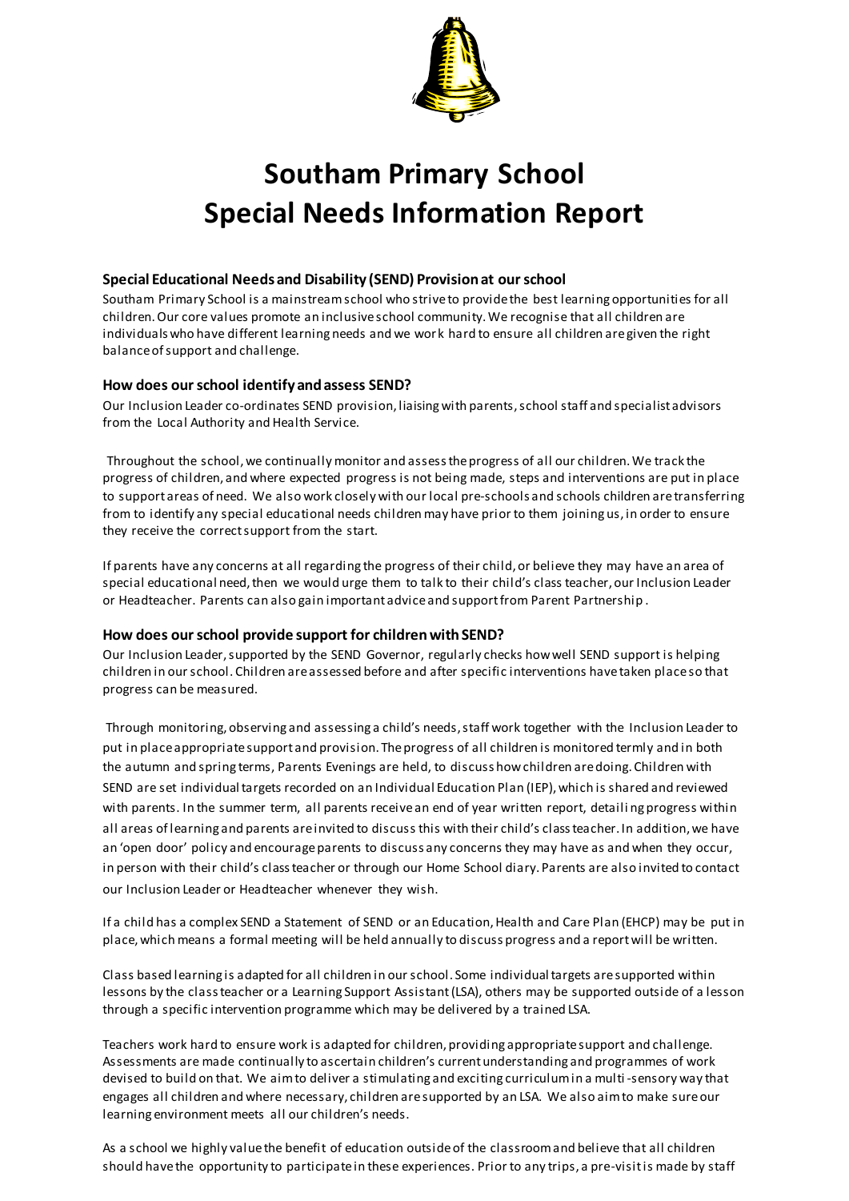# Southam Primary School
# Special Needs Information Report

### Special Educational Needs and Disability (SEND) Provision at our school

Southam Primary School is a mainstream school who strive to provide the best learning opportunities for all children. Our core values promote an inclusive school community. We recognise that all children are individuals who have different learning needs and we work hard to ensure all children are given the right balance of support and challenge.

### How does our school identify and assess SEND?

Our Inclusion Leader co-ordinates SEND provision, liaising with parents, school staff and specialist advisors from the Local Authority and Health Service.

Throughout the school, we continually monitor and assess the progress of all our children. We track the progress of children, and where expected progress is not being made, steps and interventions are put in place to support areas of need. We also work closely with our local pre-schools and schools children are transferring from to identify any special educational needs children may have prior to them joining us, in order to ensure they receive the correct support from the start.

If parents have any concerns at all regarding the progress of their child, or believe they may have an area of special educational need, then we would urge them to talk to their child's class teacher, our Inclusion Leader or Headteacher. Parents can also gain important advice and support from Parent Partnership.

### How does our school provide support for children with SEND?

Our Inclusion Leader, supported by the SEND Governor, regularly checks how well SEND support is helping children in our school. Children are assessed before and after specific interventions have taken place so that progress can be measured.

Through monitoring, observing and assessing a child's needs, staff work together with the Inclusion Leader to put in place appropriate support and provision. The progress of all children is monitored termly and in both the autumn and spring terms, Parents Evenings are held, to discuss how children are doing. Children with SEND are set individual targets recorded on an Individual Education Plan (IEP), which is shared and reviewed with parents. In the summer term, all parents receive an end of year written report, detailing progress within all areas of learning and parents are invited to discuss this with their child's class teacher. In addition, we have an 'open door' policy and encourage parents to discuss any concerns they may have as and when they occur, in person with their child's class teacher or through our Home School diary. Parents are also invited to contact our Inclusion Leader or Headteacher whenever they wish.

If a child has a complex SEND a Statement of SEND or an Education, Health and Care Plan (EHCP) may be put in place, which means a formal meeting will be held annually to discuss progress and a report will be written.

Class based learning is adapted for all children in our school. Some individual targets are supported within lessons by the class teacher or a Learning Support Assistant (LSA), others may be supported outside of a lesson through a specific intervention programme which may be delivered by a trained LSA.

Teachers work hard to ensure work is adapted for children, providing appropriate support and challenge. Assessments are made continually to ascertain children's current understanding and programmes of work devised to build on that. We aim to deliver a stimulating and exciting curriculum in a multi-sensory way that engages all children and where necessary, children are supported by an LSA. We also aim to make sure our learning environment meets all our children's needs.

As a school we highly value the benefit of education outside of the classroom and believe that all children should have the opportunity to participate in these experiences. Prior to any trips, a pre-visit is made by staff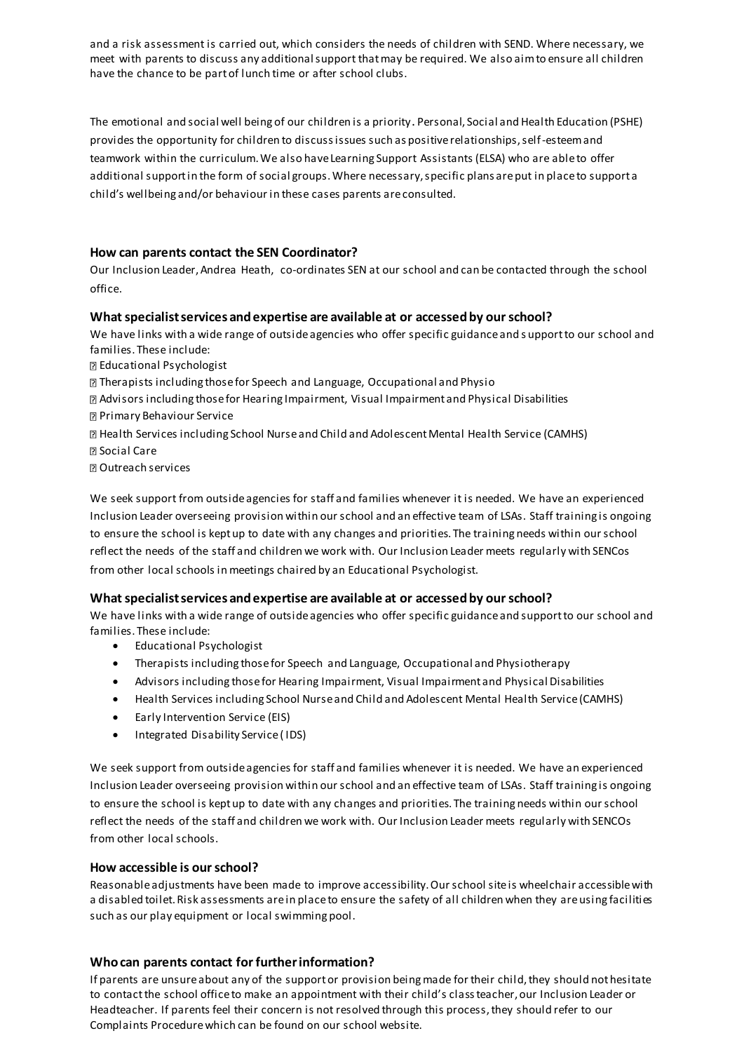and a risk assessment is carried out, which considers the needs of children with SEND. Where necessary, we meet with parents to discuss any additional support that may be required. We also aim to ensure all children have the chance to be part of lunch time or after school clubs.

The emotional and social well being of our children is a priority. Personal, Social and Health Education (PSHE) provides the opportunity for children to discuss issues such as positive relationships, self-esteem and teamwork within the curriculum. We also have Learning Support Assistants (ELSA) who are able to offer additional support in the form of social groups. Where necessary, specific plans are put in place to support a child's wellbeing and/or behaviour in these cases parents are consulted.

### How can parents contact the SEN Coordinator?

Our Inclusion Leader, Andrea Heath, co-ordinates SEN at our school and can be contacted through the school office.

### What specialist services and expertise are available at or accessed by our school?

We have links with a wide range of outside agencies who offer specific guidance and support to our school and families. These include:

- Educational Psychologist
- Therapists including those for Speech and Language, Occupational and Physio
- Advisors including those for Hearing Impairment, Visual Impairment and Physical Disabilities
- Primary Behaviour Service
- Health Services including School Nurse and Child and Adolescent Mental Health Service (CAMHS)
- Social Care
- Outreach services

We seek support from outside agencies for staff and families whenever it is needed. We have an experienced Inclusion Leader overseeing provision within our school and an effective team of LSAs. Staff training is ongoing to ensure the school is kept up to date with any changes and priorities. The training needs within our school reflect the needs of the staff and children we work with. Our Inclusion Leader meets regularly with SENCos from other local schools in meetings chaired by an Educational Psychologist.

### What specialist services and expertise are available at or accessed by our school?

We have links with a wide range of outside agencies who offer specific guidance and support to our school and families. These include:

- Educational Psychologist
- Therapists including those for Speech and Language, Occupational and Physiotherapy
- Advisors including those for Hearing Impairment, Visual Impairment and Physical Disabilities
- Health Services including School Nurse and Child and Adolescent Mental Health Service (CAMHS)
- Early Intervention Service (EIS)
- Integrated Disability Service (IDS)

We seek support from outside agencies for staff and families whenever it is needed. We have an experienced Inclusion Leader overseeing provision within our school and an effective team of LSAs. Staff training is ongoing to ensure the school is kept up to date with any changes and priorities. The training needs within our school reflect the needs of the staff and children we work with. Our Inclusion Leader meets regularly with SENCOs from other local schools.

### How accessible is our school?

Reasonable adjustments have been made to improve accessibility. Our school site is wheelchair accessible with a disabled toilet. Risk assessments are in place to ensure the safety of all children when they are using facilities such as our play equipment or local swimming pool.

### Who can parents contact for further information?

If parents are unsure about any of the support or provision being made for their child, they should not hesitate to contact the school office to make an appointment with their child's class teacher, our Inclusion Leader or Headteacher. If parents feel their concern is not resolved through this process, they should refer to our Complaints Procedure which can be found on our school website.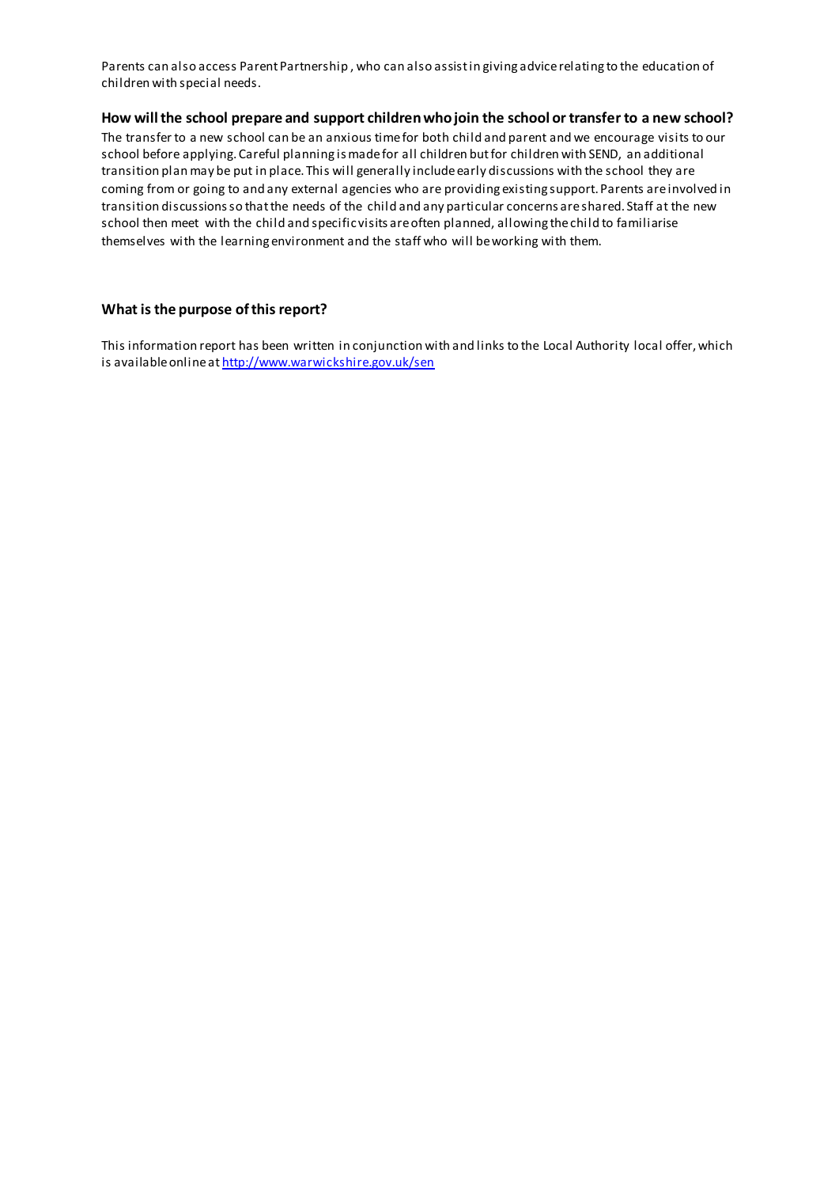Parents can also access Parent Partnership , who can also assist in giving advice relating to the education of children with special needs.

### How will the school prepare and support children who join the school or transfer to a new school?

The transfer to a new school can be an anxious time for both child and parent and we encourage visits to our school before applying. Careful planning is made for all children but for children with SEND, an additional transition plan may be put in place. This will generally include early discussions with the school they are coming from or going to and any external agencies who are providing existing support. Parents are involved in transition discussions so that the needs of the child and any particular concerns are shared. Staff at the new school then meet with the child and specific visits are often planned, allowing the child to familiarise themselves with the learning environment and the staff who will be working with them.

### What is the purpose of this report?

This information report has been written in conjunction with and links to the Local Authority local offer, which is available online at [http://www.warwickshire.gov.uk/sen](http://www.warwickshire.gov.uk/sen)